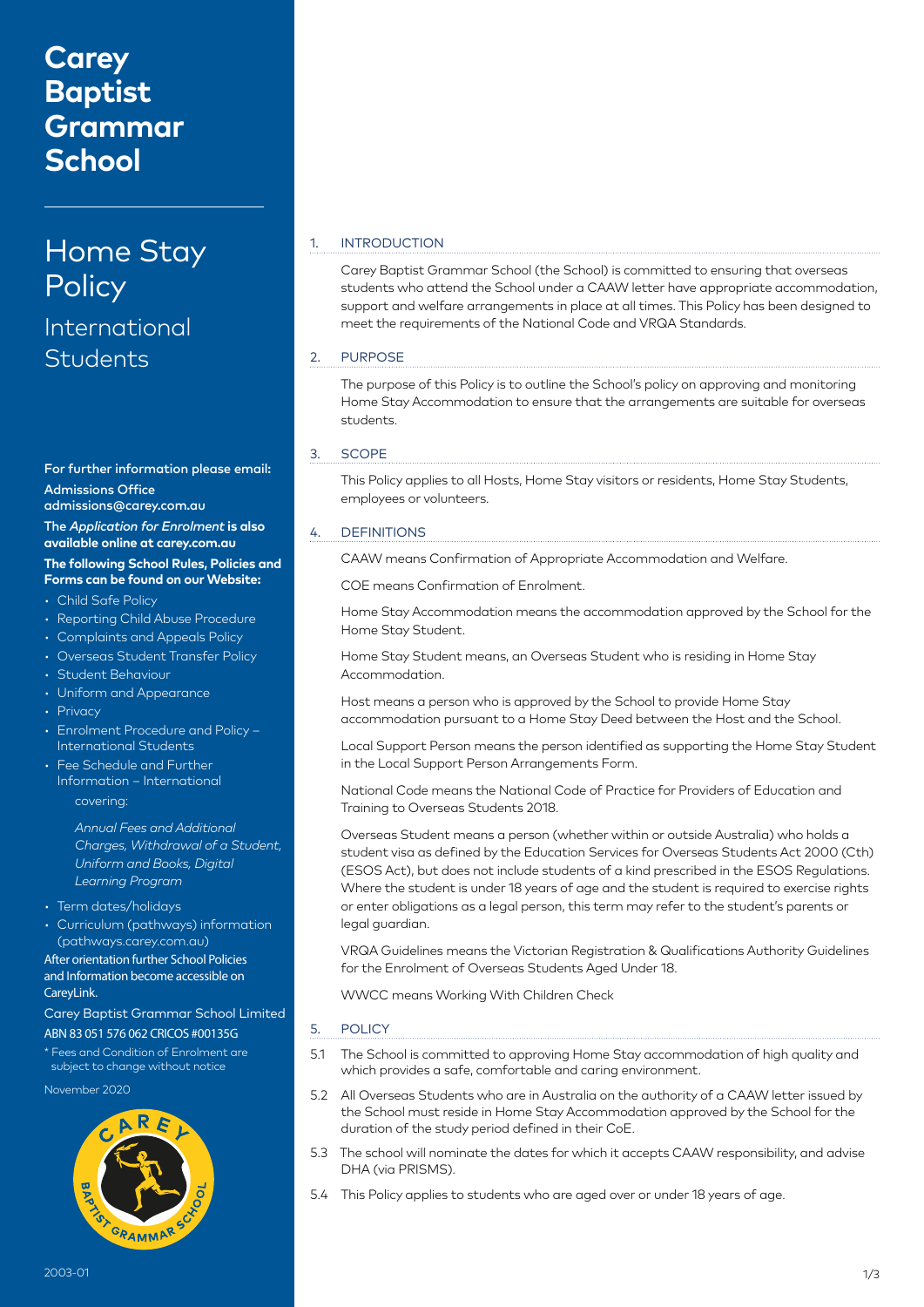# Carey Baptist Grammar School

# Home Stay Policy

## International Students

**For further information please email:**

**Admissions Office**
**admissions@carey.com.au**

**The *Application for Enrolment* is also available online at carey.com.au**

**The following School Rules, Policies and Forms can be found on our Website:**

- Child Safe Policy
- Reporting Child Abuse Procedure
- Complaints and Appeals Policy
- Overseas Student Transfer Policy
- Student Behaviour
- Uniform and Appearance
- Privacy
- Enrolment Procedure and Policy – International Students
- Fee Schedule and Further Information – International covering:

  *Annual Fees and Additional Charges, Withdrawal of a Student, Uniform and Books, Digital Learning Program*

- Term dates/holidays
- Curriculum (pathways) information (pathways.carey.com.au)

After orientation further School Policies and Information become accessible on CareyLink.

Carey Baptist Grammar School Limited
ABN 83 051 576 062 CRICOS #00135G

\* Fees and Condition of Enrolment are subject to change without notice

November 2020

2003-01

## 1. INTRODUCTION

Carey Baptist Grammar School (the School) is committed to ensuring that overseas students who attend the School under a CAAW letter have appropriate accommodation, support and welfare arrangements in place at all times. This Policy has been designed to meet the requirements of the National Code and VRQA Standards.

## 2. PURPOSE

The purpose of this Policy is to outline the School's policy on approving and monitoring Home Stay Accommodation to ensure that the arrangements are suitable for overseas students.

## 3. SCOPE

This Policy applies to all Hosts, Home Stay visitors or residents, Home Stay Students, employees or volunteers.

## 4. DEFINITIONS

CAAW means Confirmation of Appropriate Accommodation and Welfare.

COE means Confirmation of Enrolment.

Home Stay Accommodation means the accommodation approved by the School for the Home Stay Student.

Home Stay Student means, an Overseas Student who is residing in Home Stay Accommodation.

Host means a person who is approved by the School to provide Home Stay accommodation pursuant to a Home Stay Deed between the Host and the School.

Local Support Person means the person identified as supporting the Home Stay Student in the Local Support Person Arrangements Form.

National Code means the National Code of Practice for Providers of Education and Training to Overseas Students 2018.

Overseas Student means a person (whether within or outside Australia) who holds a student visa as defined by the Education Services for Overseas Students Act 2000 (Cth) (ESOS Act), but does not include students of a kind prescribed in the ESOS Regulations. Where the student is under 18 years of age and the student is required to exercise rights or enter obligations as a legal person, this term may refer to the student's parents or legal guardian.

VRQA Guidelines means the Victorian Registration & Qualifications Authority Guidelines for the Enrolment of Overseas Students Aged Under 18.

WWCC means Working With Children Check

## 5. POLICY

5.1 The School is committed to approving Home Stay accommodation of high quality and which provides a safe, comfortable and caring environment.

5.2 All Overseas Students who are in Australia on the authority of a CAAW letter issued by the School must reside in Home Stay Accommodation approved by the School for the duration of the study period defined in their CoE.

5.3 The school will nominate the dates for which it accepts CAAW responsibility, and advise DHA (via PRISMS).

5.4 This Policy applies to students who are aged over or under 18 years of age.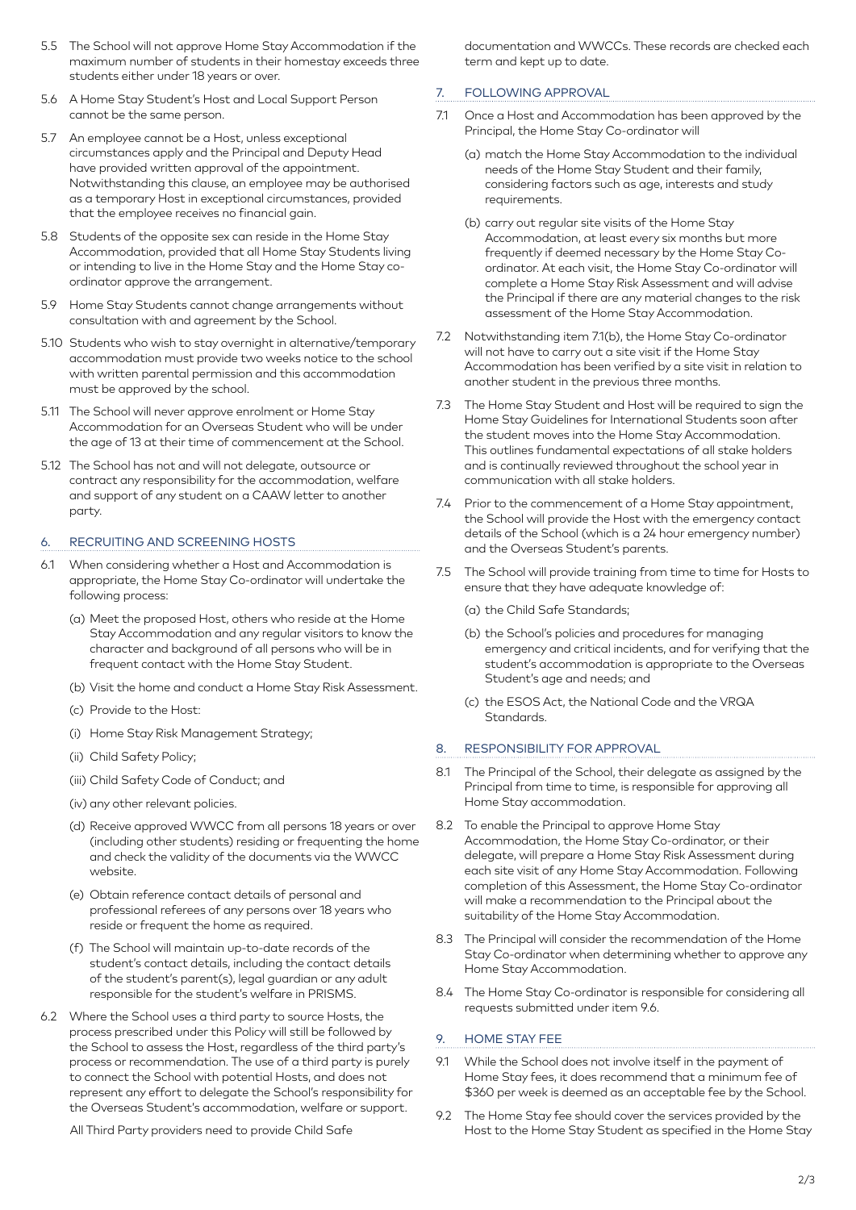5.5 The School will not approve Home Stay Accommodation if the maximum number of students in their homestay exceeds three students either under 18 years or over.

5.6 A Home Stay Student's Host and Local Support Person cannot be the same person.

5.7 An employee cannot be a Host, unless exceptional circumstances apply and the Principal and Deputy Head have provided written approval of the appointment. Notwithstanding this clause, an employee may be authorised as a temporary Host in exceptional circumstances, provided that the employee receives no financial gain.

5.8 Students of the opposite sex can reside in the Home Stay Accommodation, provided that all Home Stay Students living or intending to live in the Home Stay and the Home Stay co-ordinator approve the arrangement.

5.9 Home Stay Students cannot change arrangements without consultation with and agreement by the School.

5.10 Students who wish to stay overnight in alternative/temporary accommodation must provide two weeks notice to the school with written parental permission and this accommodation must be approved by the school.

5.11 The School will never approve enrolment or Home Stay Accommodation for an Overseas Student who will be under the age of 13 at their time of commencement at the School.

5.12 The School has not and will not delegate, outsource or contract any responsibility for the accommodation, welfare and support of any student on a CAAW letter to another party.

## 6. RECRUITING AND SCREENING HOSTS

6.1 When considering whether a Host and Accommodation is appropriate, the Home Stay Co-ordinator will undertake the following process:

(a) Meet the proposed Host, others who reside at the Home Stay Accommodation and any regular visitors to know the character and background of all persons who will be in frequent contact with the Home Stay Student.

(b) Visit the home and conduct a Home Stay Risk Assessment.

(c) Provide to the Host:

(i) Home Stay Risk Management Strategy;

(ii) Child Safety Policy;

(iii) Child Safety Code of Conduct; and

(iv) any other relevant policies.

(d) Receive approved WWCC from all persons 18 years or over (including other students) residing or frequenting the home and check the validity of the documents via the WWCC website.

(e) Obtain reference contact details of personal and professional referees of any persons over 18 years who reside or frequent the home as required.

(f) The School will maintain up-to-date records of the student's contact details, including the contact details of the student's parent(s), legal guardian or any adult responsible for the student's welfare in PRISMS.

6.2 Where the School uses a third party to source Hosts, the process prescribed under this Policy will still be followed by the School to assess the Host, regardless of the third party's process or recommendation. The use of a third party is purely to connect the School with potential Hosts, and does not represent any effort to delegate the School's responsibility for the Overseas Student's accommodation, welfare or support.

All Third Party providers need to provide Child Safe documentation and WWCCs. These records are checked each term and kept up to date.

## 7. FOLLOWING APPROVAL

7.1 Once a Host and Accommodation has been approved by the Principal, the Home Stay Co-ordinator will

(a) match the Home Stay Accommodation to the individual needs of the Home Stay Student and their family, considering factors such as age, interests and study requirements.

(b) carry out regular site visits of the Home Stay Accommodation, at least every six months but more frequently if deemed necessary by the Home Stay Co-ordinator. At each visit, the Home Stay Co-ordinator will complete a Home Stay Risk Assessment and will advise the Principal if there are any material changes to the risk assessment of the Home Stay Accommodation.

7.2 Notwithstanding item 7.1(b), the Home Stay Co-ordinator will not have to carry out a site visit if the Home Stay Accommodation has been verified by a site visit in relation to another student in the previous three months.

7.3 The Home Stay Student and Host will be required to sign the Home Stay Guidelines for International Students soon after the student moves into the Home Stay Accommodation. This outlines fundamental expectations of all stake holders and is continually reviewed throughout the school year in communication with all stake holders.

7.4 Prior to the commencement of a Home Stay appointment, the School will provide the Host with the emergency contact details of the School (which is a 24 hour emergency number) and the Overseas Student's parents.

7.5 The School will provide training from time to time for Hosts to ensure that they have adequate knowledge of:

(a) the Child Safe Standards;

(b) the School's policies and procedures for managing emergency and critical incidents, and for verifying that the student's accommodation is appropriate to the Overseas Student's age and needs; and

(c) the ESOS Act, the National Code and the VRQA Standards.

## 8. RESPONSIBILITY FOR APPROVAL

8.1 The Principal of the School, their delegate as assigned by the Principal from time to time, is responsible for approving all Home Stay accommodation.

8.2 To enable the Principal to approve Home Stay Accommodation, the Home Stay Co-ordinator, or their delegate, will prepare a Home Stay Risk Assessment during each site visit of any Home Stay Accommodation. Following completion of this Assessment, the Home Stay Co-ordinator will make a recommendation to the Principal about the suitability of the Home Stay Accommodation.

8.3 The Principal will consider the recommendation of the Home Stay Co-ordinator when determining whether to approve any Home Stay Accommodation.

8.4 The Home Stay Co-ordinator is responsible for considering all requests submitted under item 9.6.

## 9. HOME STAY FEE

9.1 While the School does not involve itself in the payment of Home Stay fees, it does recommend that a minimum fee of $360 per week is deemed as an acceptable fee by the School.

9.2 The Home Stay fee should cover the services provided by the Host to the Home Stay Student as specified in the Home Stay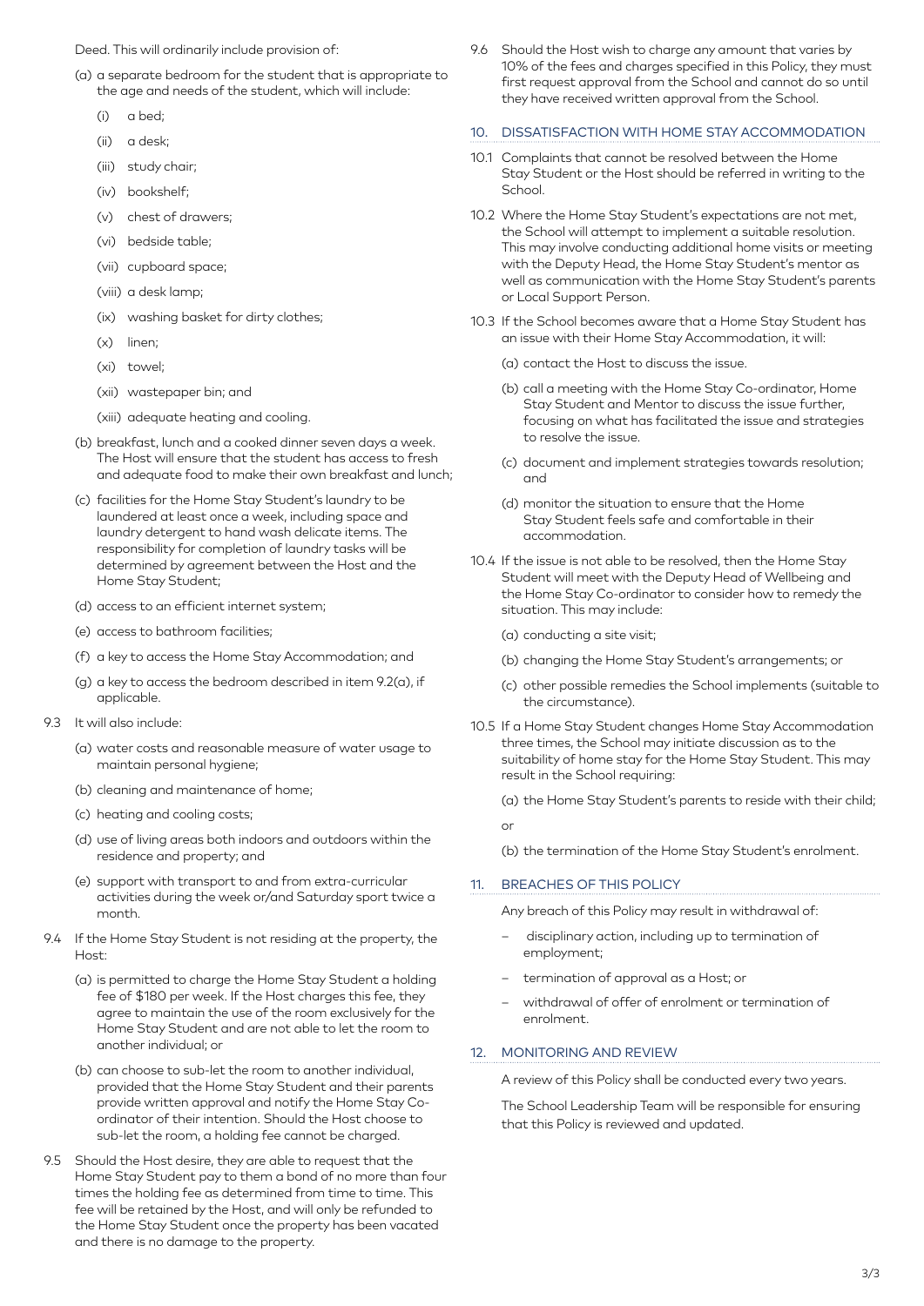Deed. This will ordinarily include provision of:

(a) a separate bedroom for the student that is appropriate to the age and needs of the student, which will include:

  (i) a bed;

  (ii) a desk;

  (iii) study chair;

  (iv) bookshelf;

  (v) chest of drawers;

  (vi) bedside table;

  (vii) cupboard space;

  (viii) a desk lamp;

  (ix) washing basket for dirty clothes;

  (x) linen;

  (xi) towel;

  (xii) wastepaper bin; and

  (xiii) adequate heating and cooling.

(b) breakfast, lunch and a cooked dinner seven days a week. The Host will ensure that the student has access to fresh and adequate food to make their own breakfast and lunch;

(c) facilities for the Home Stay Student's laundry to be laundered at least once a week, including space and laundry detergent to hand wash delicate items. The responsibility for completion of laundry tasks will be determined by agreement between the Host and the Home Stay Student;

(d) access to an efficient internet system;

(e) access to bathroom facilities;

(f) a key to access the Home Stay Accommodation; and

(g) a key to access the bedroom described in item 9.2(a), if applicable.

9.3 It will also include:

(a) water costs and reasonable measure of water usage to maintain personal hygiene;

(b) cleaning and maintenance of home;

(c) heating and cooling costs;

(d) use of living areas both indoors and outdoors within the residence and property; and

(e) support with transport to and from extra-curricular activities during the week or/and Saturday sport twice a month.

9.4 If the Home Stay Student is not residing at the property, the Host:

(a) is permitted to charge the Home Stay Student a holding fee of $180 per week. If the Host charges this fee, they agree to maintain the use of the room exclusively for the Home Stay Student and are not able to let the room to another individual; or

(b) can choose to sub-let the room to another individual, provided that the Home Stay Student and their parents provide written approval and notify the Home Stay Co-ordinator of their intention. Should the Host choose to sub-let the room, a holding fee cannot be charged.

9.5 Should the Host desire, they are able to request that the Home Stay Student pay to them a bond of no more than four times the holding fee as determined from time to time. This fee will be retained by the Host, and will only be refunded to the Home Stay Student once the property has been vacated and there is no damage to the property.

9.6 Should the Host wish to charge any amount that varies by 10% of the fees and charges specified in this Policy, they must first request approval from the School and cannot do so until they have received written approval from the School.

## 10. DISSATISFACTION WITH HOME STAY ACCOMMODATION

10.1 Complaints that cannot be resolved between the Home Stay Student or the Host should be referred in writing to the School.

10.2 Where the Home Stay Student's expectations are not met, the School will attempt to implement a suitable resolution. This may involve conducting additional home visits or meeting with the Deputy Head, the Home Stay Student's mentor as well as communication with the Home Stay Student's parents or Local Support Person.

10.3 If the School becomes aware that a Home Stay Student has an issue with their Home Stay Accommodation, it will:

(a) contact the Host to discuss the issue.

(b) call a meeting with the Home Stay Co-ordinator, Home Stay Student and Mentor to discuss the issue further, focusing on what has facilitated the issue and strategies to resolve the issue.

(c) document and implement strategies towards resolution; and

(d) monitor the situation to ensure that the Home Stay Student feels safe and comfortable in their accommodation.

10.4 If the issue is not able to be resolved, then the Home Stay Student will meet with the Deputy Head of Wellbeing and the Home Stay Co-ordinator to consider how to remedy the situation. This may include:

(a) conducting a site visit;

(b) changing the Home Stay Student's arrangements; or

(c) other possible remedies the School implements (suitable to the circumstance).

10.5 If a Home Stay Student changes Home Stay Accommodation three times, the School may initiate discussion as to the suitability of home stay for the Home Stay Student. This may result in the School requiring:

(a) the Home Stay Student's parents to reside with their child;

or

(b) the termination of the Home Stay Student's enrolment.

## 11. BREACHES OF THIS POLICY

Any breach of this Policy may result in withdrawal of:

- disciplinary action, including up to termination of employment;
- termination of approval as a Host; or
- withdrawal of offer of enrolment or termination of enrolment.

## 12. MONITORING AND REVIEW

A review of this Policy shall be conducted every two years.

The School Leadership Team will be responsible for ensuring that this Policy is reviewed and updated.